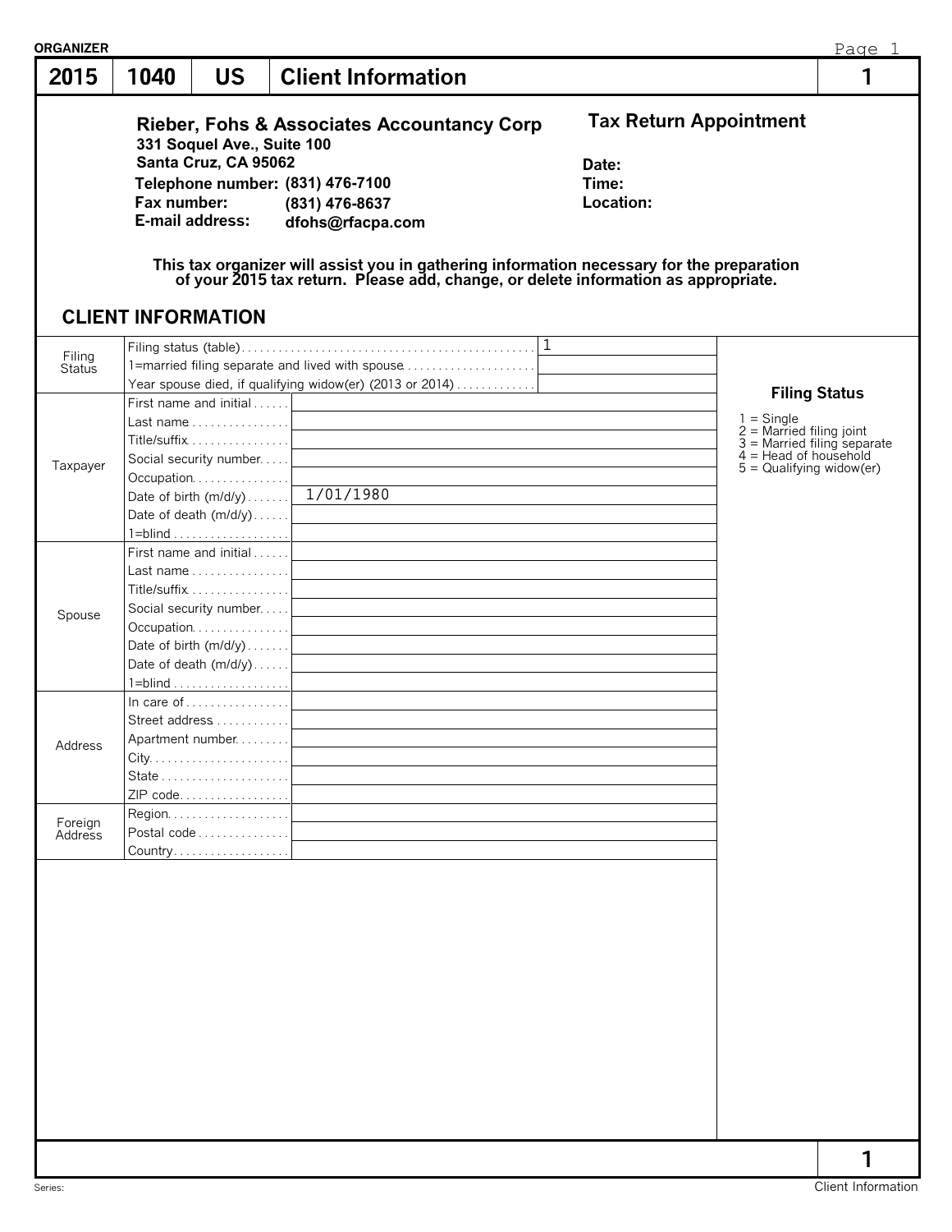ORGANIZER

# 2015 | 1040 | US | Client Information | 1

**Rieber, Fohs & Associates Accountancy Corp**
**331 Soquel Ave., Suite 100**
**Santa Cruz, CA 95062**
**Telephone number:** (831) 476-7100
**Fax number:** (831) 476-8637
**E-mail address:** dfohs@rfacpa.com

## Tax Return Appointment

**Date:**
**Time:**
**Location:**

**This tax organizer will assist you in gathering information necessary for the preparation of your 2015 tax return. Please add, change, or delete information as appropriate.**

## CLIENT INFORMATION

| Section | Field | Value |
|---|---|---|
| Filing Status | Filing status (table) | 1 |
| | 1=married filing separate and lived with spouse | |
| | Year spouse died, if qualifying widow(er) (2013 or 2014) | |
| Taxpayer | First name and initial | |
| | Last name | |
| | Title/suffix | |
| | Social security number | |
| | Occupation | |
| | Date of birth (m/d/y) | 1/01/1980 |
| | Date of death (m/d/y) | |
| | 1=blind | |
| Spouse | First name and initial | |
| | Last name | |
| | Title/suffix | |
| | Social security number | |
| | Occupation | |
| | Date of birth (m/d/y) | |
| | Date of death (m/d/y) | |
| | 1=blind | |
| Address | In care of | |
| | Street address | |
| | Apartment number | |
| | City | |
| | State | |
| | ZIP code | |
| Foreign Address | Region | |
| | Postal code | |
| | Country | |

**Filing Status**

1 = Single
2 = Married filing joint
3 = Married filing separate
4 = Head of household
5 = Qualifying widow(er)

Series: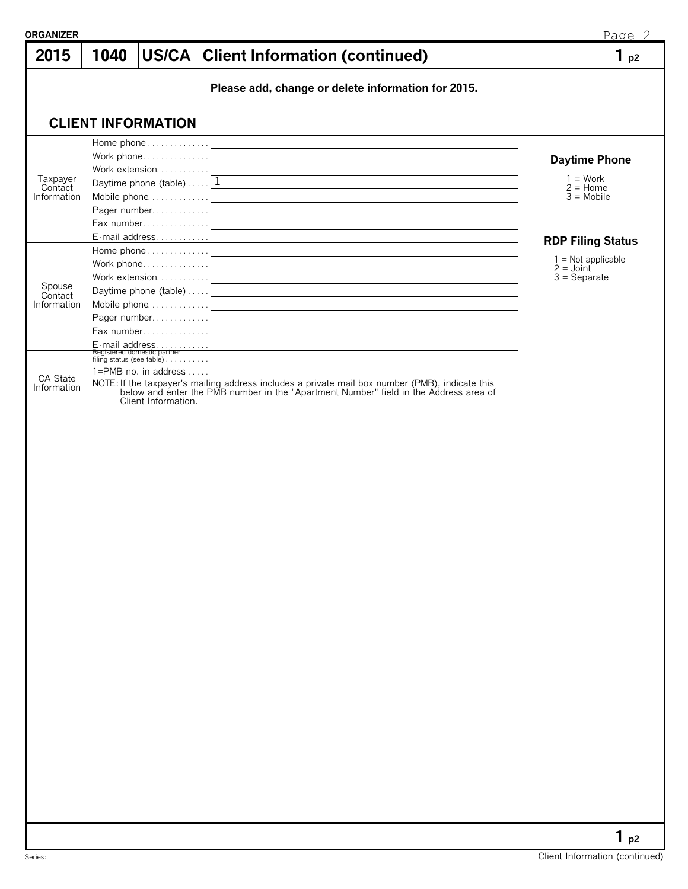ORGANIZER

# 2015 | 1040 | US/CA | Client Information (continued) | 1 p2

**Please add, change or delete information for 2015.**

## CLIENT INFORMATION

| Section | Field | Value |
|---|---|---|
| Taxpayer Contact Information | Home phone | |
| | Work phone | |
| | Work extension | |
| | Daytime phone (table) | 1 |
| | Mobile phone | |
| | Pager number | |
| | Fax number | |
| | E-mail address | |
| Spouse Contact Information | Home phone | |
| | Work phone | |
| | Work extension | |
| | Daytime phone (table) | |
| | Mobile phone | |
| | Pager number | |
| | Fax number | |
| | E-mail address | |
| CA State Information | Registered domestic partner filing status (see table) | |
| | 1=PMB no. in address | |

NOTE: If the taxpayer's mailing address includes a private mail box number (PMB), indicate this below and enter the PMB number in the "Apartment Number" field in the Address area of Client Information.

**Daytime Phone**

1 = Work
2 = Home
3 = Mobile

**RDP Filing Status**

1 = Not applicable
2 = Joint
3 = Separate

1 p2

Series:

Client Information (continued)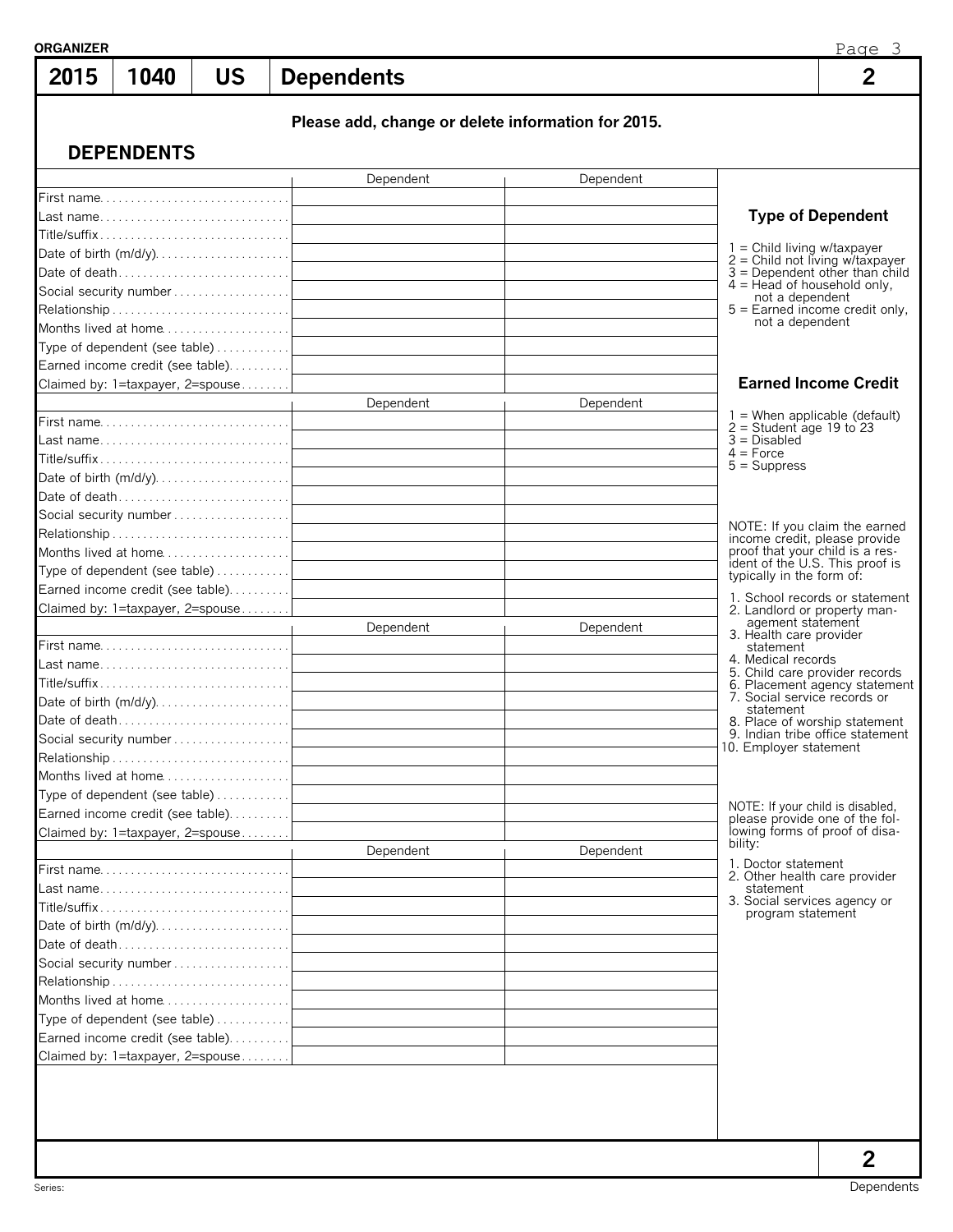**ORGANIZER**

| 2015 | 1040 | US | Dependents | 2 |
|---|---|---|---|---|

**Please add, change or delete information for 2015.**

## DEPENDENTS

| | Dependent | Dependent |
|---|---|---|
| First name | | |
| Last name | | |
| Title/suffix | | |
| Date of birth (m/d/y) | | |
| Date of death | | |
| Social security number | | |
| Relationship | | |
| Months lived at home | | |
| Type of dependent (see table) | | |
| Earned income credit (see table) | | |
| Claimed by: 1=taxpayer, 2=spouse | | |

| | Dependent | Dependent |
|---|---|---|
| First name | | |
| Last name | | |
| Title/suffix | | |
| Date of birth (m/d/y) | | |
| Date of death | | |
| Social security number | | |
| Relationship | | |
| Months lived at home | | |
| Type of dependent (see table) | | |
| Earned income credit (see table) | | |
| Claimed by: 1=taxpayer, 2=spouse | | |

| | Dependent | Dependent |
|---|---|---|
| First name | | |
| Last name | | |
| Title/suffix | | |
| Date of birth (m/d/y) | | |
| Date of death | | |
| Social security number | | |
| Relationship | | |
| Months lived at home | | |
| Type of dependent (see table) | | |
| Earned income credit (see table) | | |
| Claimed by: 1=taxpayer, 2=spouse | | |

| | Dependent | Dependent |
|---|---|---|
| First name | | |
| Last name | | |
| Title/suffix | | |
| Date of birth (m/d/y) | | |
| Date of death | | |
| Social security number | | |
| Relationship | | |
| Months lived at home | | |
| Type of dependent (see table) | | |
| Earned income credit (see table) | | |
| Claimed by: 1=taxpayer, 2=spouse | | |

### Type of Dependent

1 = Child living w/taxpayer
2 = Child not living w/taxpayer
3 = Dependent other than child
4 = Head of household only, not a dependent
5 = Earned income credit only, not a dependent

### Earned Income Credit

1 = When applicable (default)
2 = Student age 19 to 23
3 = Disabled
4 = Force
5 = Suppress

NOTE: If you claim the earned income credit, please provide proof that your child is a resident of the U.S. This proof is typically in the form of:

1. School records or statement
2. Landlord or property management statement
3. Health care provider statement
4. Medical records
5. Child care provider records
6. Placement agency statement
7. Social service records or statement
8. Place of worship statement
9. Indian tribe office statement
10. Employer statement

NOTE: If your child is disabled, please provide one of the following forms of proof of disability:

1. Doctor statement
2. Other health care provider statement
3. Social services agency or program statement

2

Series: Dependents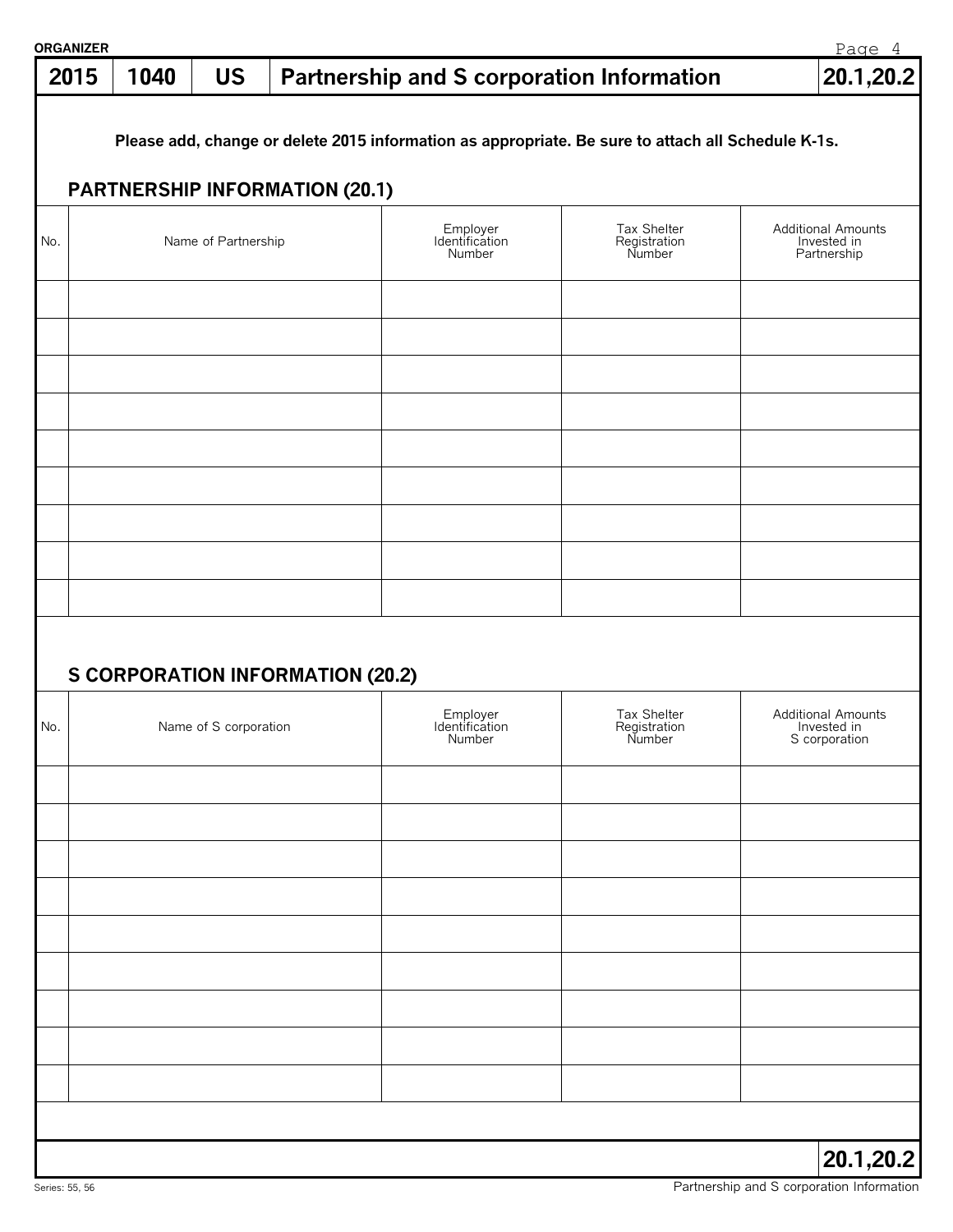ORGANIZER

| 2015 | 1040 | US | Partnership and S corporation Information | 20.1,20.2 |
|---|---|---|---|---|

**Please add, change or delete 2015 information as appropriate. Be sure to attach all Schedule K-1s.**

## PARTNERSHIP INFORMATION (20.1)

| No. | Name of Partnership | Employer Identification Number | Tax Shelter Registration Number | Additional Amounts Invested in Partnership |
|---|---|---|---|---|
| | | | | |
| | | | | |
| | | | | |
| | | | | |
| | | | | |
| | | | | |
| | | | | |
| | | | | |
| | | | | |

## S CORPORATION INFORMATION (20.2)

| No. | Name of S corporation | Employer Identification Number | Tax Shelter Registration Number | Additional Amounts Invested in S corporation |
|---|---|---|---|---|
| | | | | |
| | | | | |
| | | | | |
| | | | | |
| | | | | |
| | | | | |
| | | | | |
| | | | | |
| | | | | |

**20.1,20.2**

Series: 55, 56

Partnership and S corporation Information